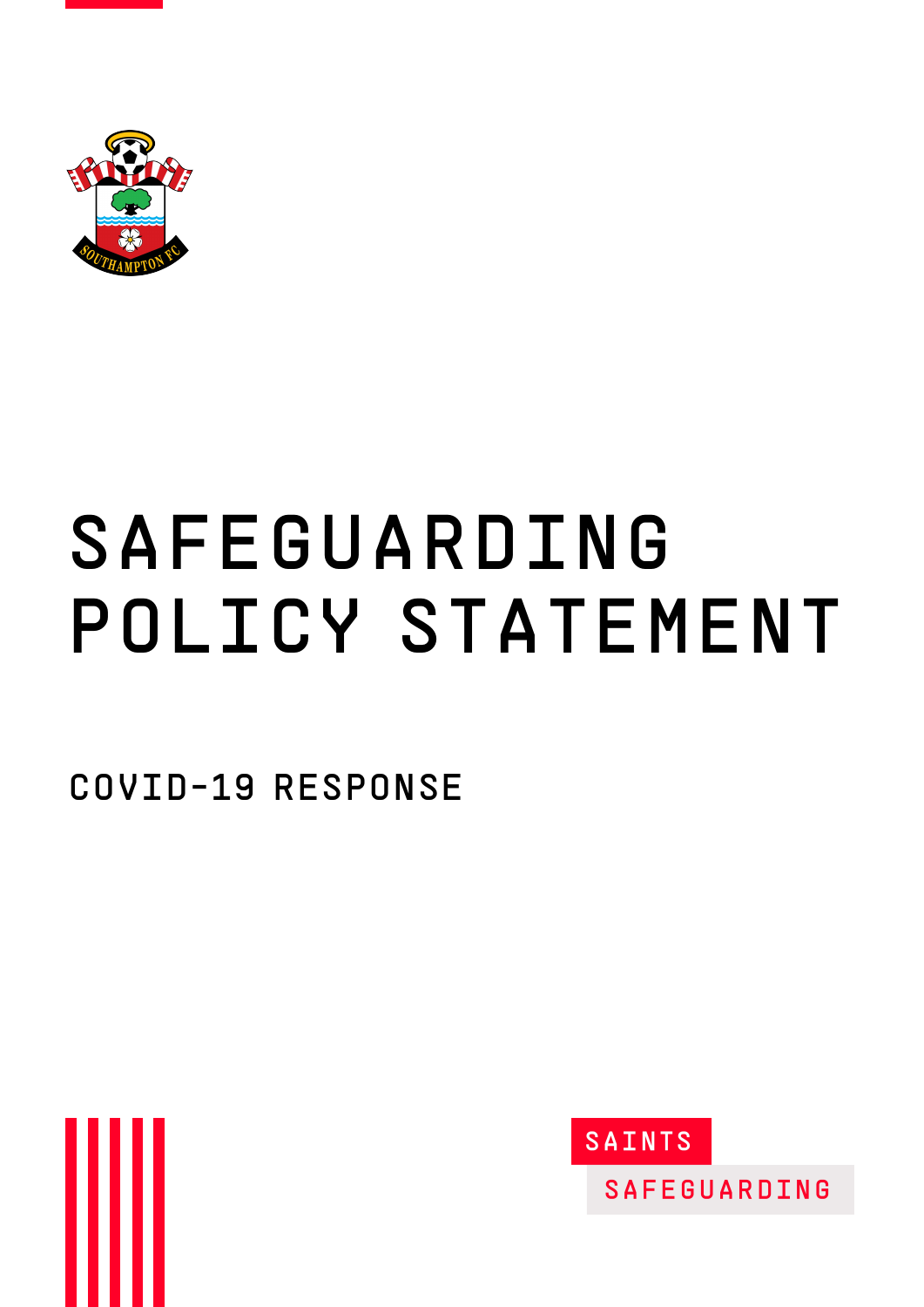# SAFEGUARDING POLICY STATEMENT

## COVID-19 RESPONSE

SAINTS
SAFEGUARDING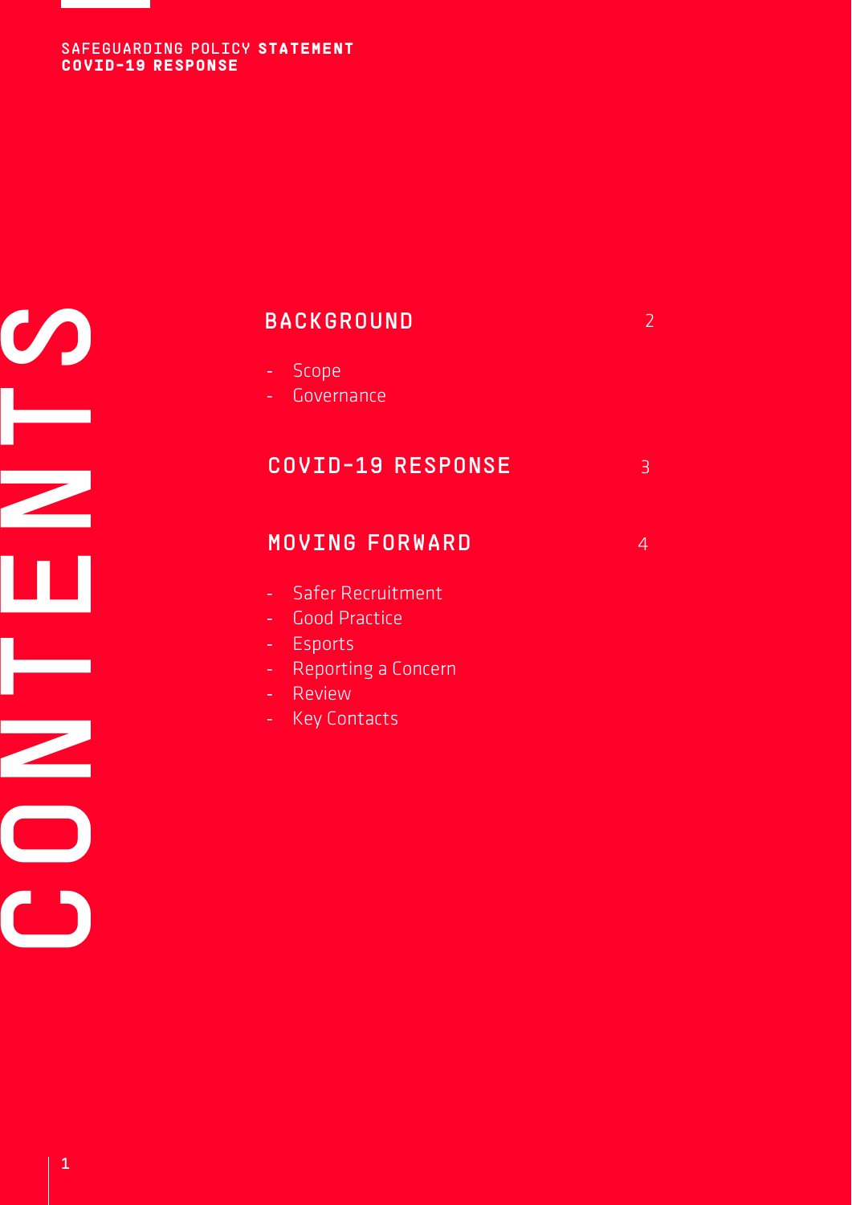# CONTENTS

**BACKGROUND** 2

- Scope
- Governance

**COVID-19 RESPONSE** 3

**MOVING FORWARD** 4

- Safer Recruitment
- Good Practice
- Esports
- Reporting a Concern
- Review
- Key Contacts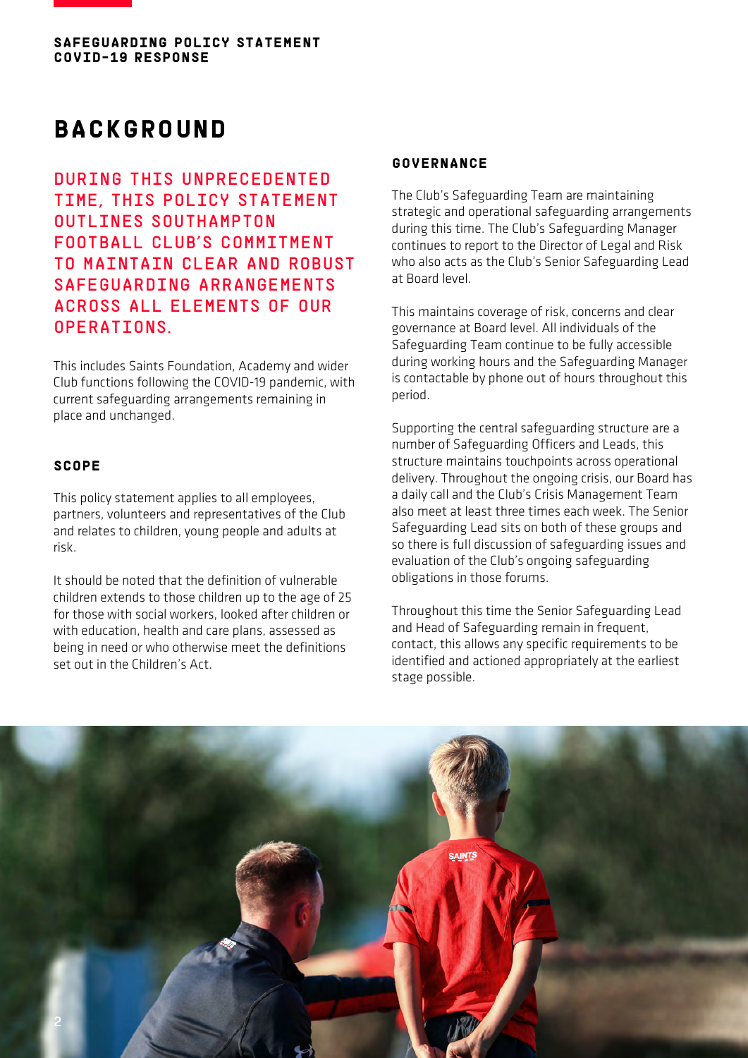SAFEGUARDING POLICY STATEMENT
COVID-19 RESPONSE

# BACKGROUND

**DURING THIS UNPRECEDENTED TIME, THIS POLICY STATEMENT OUTLINES SOUTHAMPTON FOOTBALL CLUB'S COMMITMENT TO MAINTAIN CLEAR AND ROBUST SAFEGUARDING ARRANGEMENTS ACROSS ALL ELEMENTS OF OUR OPERATIONS.**

This includes Saints Foundation, Academy and wider Club functions following the COVID-19 pandemic, with current safeguarding arrangements remaining in place and unchanged.

## SCOPE

This policy statement applies to all employees, partners, volunteers and representatives of the Club and relates to children, young people and adults at risk.

It should be noted that the definition of vulnerable children extends to those children up to the age of 25 for those with social workers, looked after children or with education, health and care plans, assessed as being in need or who otherwise meet the definitions set out in the Children's Act.

## GOVERNANCE

The Club's Safeguarding Team are maintaining strategic and operational safeguarding arrangements during this time. The Club's Safeguarding Manager continues to report to the Director of Legal and Risk who also acts as the Club's Senior Safeguarding Lead at Board level.

This maintains coverage of risk, concerns and clear governance at Board level. All individuals of the Safeguarding Team continue to be fully accessible during working hours and the Safeguarding Manager is contactable by phone out of hours throughout this period.

Supporting the central safeguarding structure are a number of Safeguarding Officers and Leads, this structure maintains touchpoints across operational delivery. Throughout the ongoing crisis, our Board has a daily call and the Club's Crisis Management Team also meet at least three times each week. The Senior Safeguarding Lead sits on both of these groups and so there is full discussion of safeguarding issues and evaluation of the Club's ongoing safeguarding obligations in those forums.

Throughout this time the Senior Safeguarding Lead and Head of Safeguarding remain in frequent, contact, this allows any specific requirements to be identified and actioned appropriately at the earliest stage possible.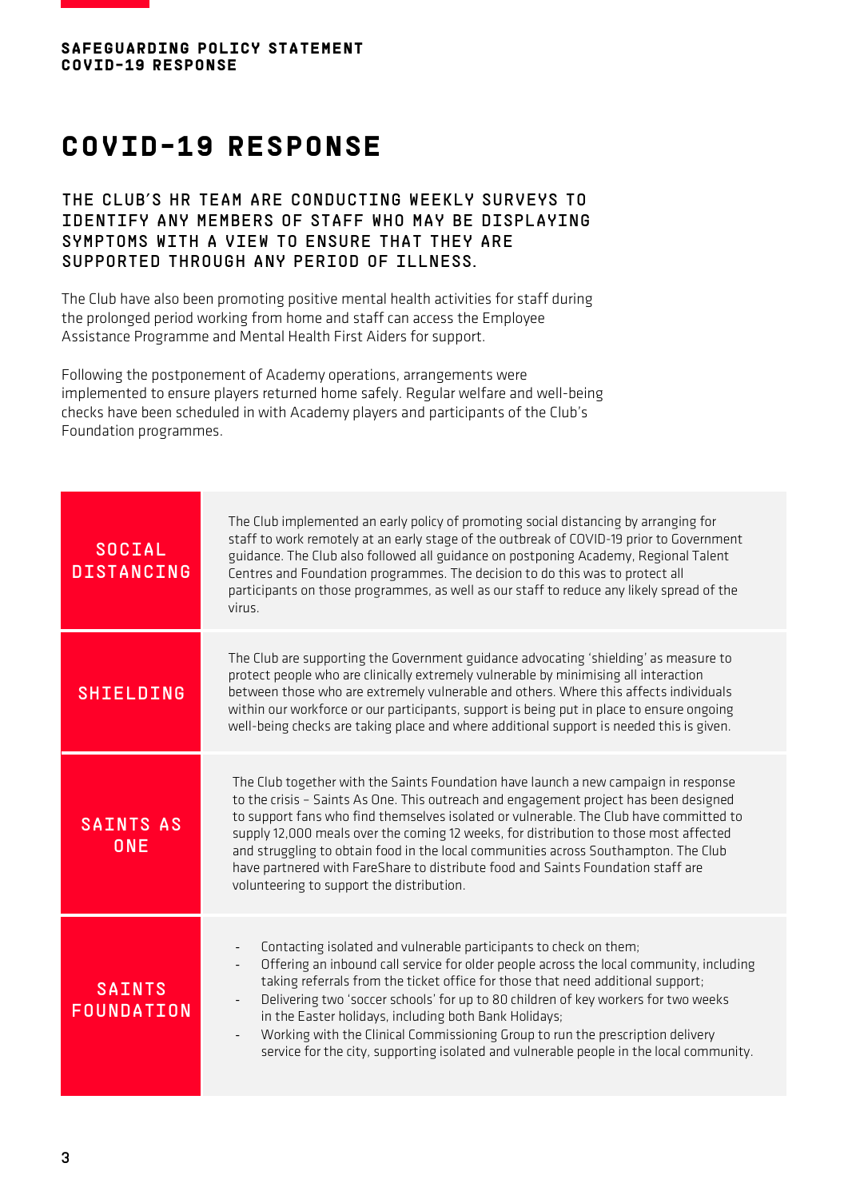# COVID-19 RESPONSE

**THE CLUB'S HR TEAM ARE CONDUCTING WEEKLY SURVEYS TO IDENTIFY ANY MEMBERS OF STAFF WHO MAY BE DISPLAYING SYMPTOMS WITH A VIEW TO ENSURE THAT THEY ARE SUPPORTED THROUGH ANY PERIOD OF ILLNESS.**

The Club have also been promoting positive mental health activities for staff during the prolonged period working from home and staff can access the Employee Assistance Programme and Mental Health First Aiders for support.

Following the postponement of Academy operations, arrangements were implemented to ensure players returned home safely. Regular welfare and well-being checks have been scheduled in with Academy players and participants of the Club's Foundation programmes.

| | |
|---|---|
| SOCIAL DISTANCING | The Club implemented an early policy of promoting social distancing by arranging for staff to work remotely at an early stage of the outbreak of COVID-19 prior to Government guidance. The Club also followed all guidance on postponing Academy, Regional Talent Centres and Foundation programmes. The decision to do this was to protect all participants on those programmes, as well as our staff to reduce any likely spread of the virus. |
| SHIELDING | The Club are supporting the Government guidance advocating 'shielding' as measure to protect people who are clinically extremely vulnerable by minimising all interaction between those who are extremely vulnerable and others. Where this affects individuals within our workforce or our participants, support is being put in place to ensure ongoing well-being checks are taking place and where additional support is needed this is given. |
| SAINTS AS ONE | The Club together with the Saints Foundation have launch a new campaign in response to the crisis – Saints As One. This outreach and engagement project has been designed to support fans who find themselves isolated or vulnerable. The Club have committed to supply 12,000 meals over the coming 12 weeks, for distribution to those most affected and struggling to obtain food in the local communities across Southampton. The Club have partnered with FareShare to distribute food and Saints Foundation staff are volunteering to support the distribution. |
| SAINTS FOUNDATION | - Contacting isolated and vulnerable participants to check on them;<br>- Offering an inbound call service for older people across the local community, including taking referrals from the ticket office for those that need additional support;<br>- Delivering two 'soccer schools' for up to 80 children of key workers for two weeks in the Easter holidays, including both Bank Holidays;<br>- Working with the Clinical Commissioning Group to run the prescription delivery service for the city, supporting isolated and vulnerable people in the local community. |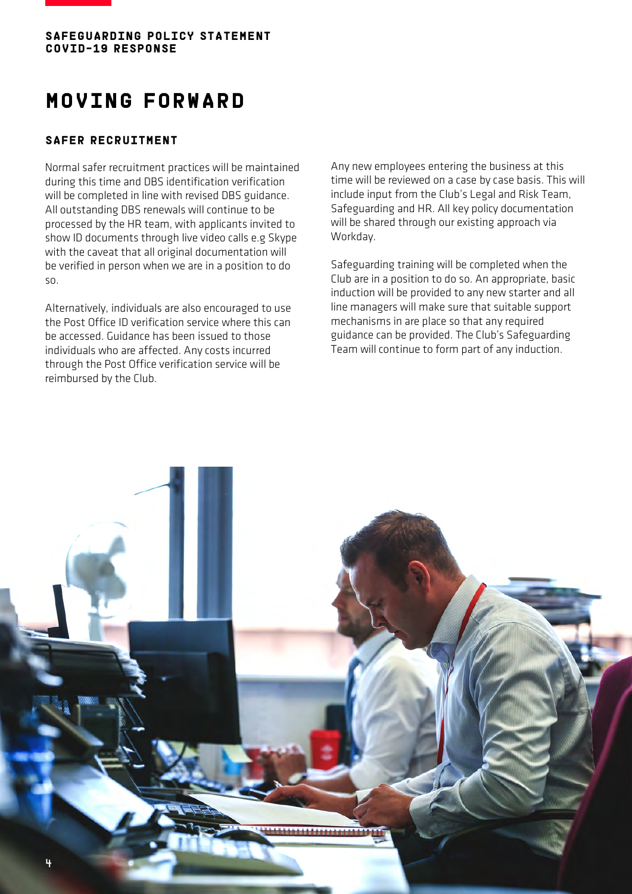# MOVING FORWARD

## SAFER RECRUITMENT

Normal safer recruitment practices will be maintained during this time and DBS identification verification will be completed in line with revised DBS guidance. All outstanding DBS renewals will continue to be processed by the HR team, with applicants invited to show ID documents through live video calls e.g Skype with the caveat that all original documentation will be verified in person when we are in a position to do so.

Alternatively, individuals are also encouraged to use the Post Office ID verification service where this can be accessed. Guidance has been issued to those individuals who are affected. Any costs incurred through the Post Office verification service will be reimbursed by the Club.

Any new employees entering the business at this time will be reviewed on a case by case basis. This will include input from the Club's Legal and Risk Team, Safeguarding and HR. All key policy documentation will be shared through our existing approach via Workday.

Safeguarding training will be completed when the Club are in a position to do so. An appropriate, basic induction will be provided to any new starter and all line managers will make sure that suitable support mechanisms in are place so that any required guidance can be provided. The Club's Safeguarding Team will continue to form part of any induction.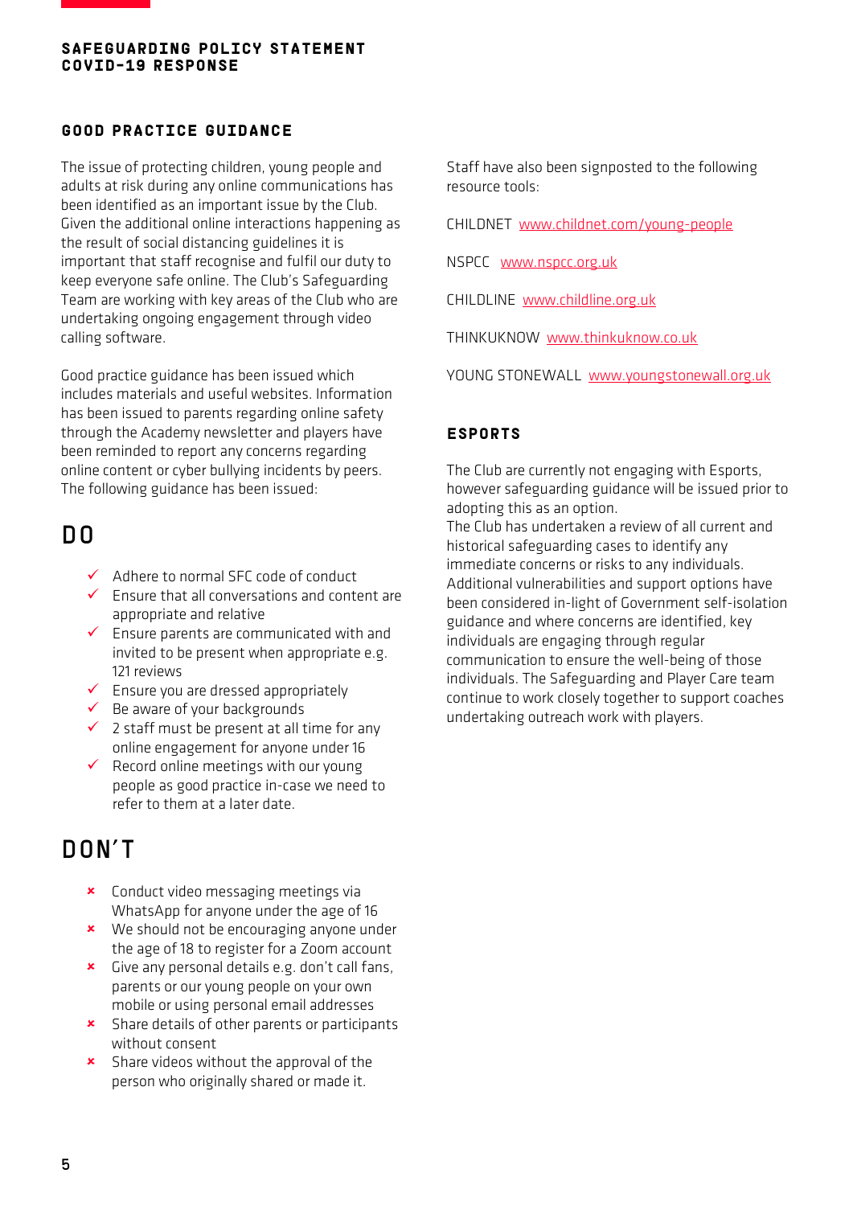## GOOD PRACTICE GUIDANCE

The issue of protecting children, young people and adults at risk during any online communications has been identified as an important issue by the Club. Given the additional online interactions happening as the result of social distancing guidelines it is important that staff recognise and fulfil our duty to keep everyone safe online. The Club's Safeguarding Team are working with key areas of the Club who are undertaking ongoing engagement through video calling software.

Good practice guidance has been issued which includes materials and useful websites. Information has been issued to parents regarding online safety through the Academy newsletter and players have been reminded to report any concerns regarding online content or cyber bullying incidents by peers. The following guidance has been issued:

# DO

- ✓ Adhere to normal SFC code of conduct
- ✓ Ensure that all conversations and content are appropriate and relative
- ✓ Ensure parents are communicated with and invited to be present when appropriate e.g. 121 reviews
- ✓ Ensure you are dressed appropriately
- ✓ Be aware of your backgrounds
- ✓ 2 staff must be present at all time for any online engagement for anyone under 16
- ✓ Record online meetings with our young people as good practice in-case we need to refer to them at a later date.

# DON'T

- ✗ Conduct video messaging meetings via WhatsApp for anyone under the age of 16
- ✗ We should not be encouraging anyone under the age of 18 to register for a Zoom account
- ✗ Give any personal details e.g. don't call fans, parents or our young people on your own mobile or using personal email addresses
- ✗ Share details of other parents or participants without consent
- ✗ Share videos without the approval of the person who originally shared or made it.

Staff have also been signposted to the following resource tools:

CHILDNET www.childnet.com/young-people

NSPCC www.nspcc.org.uk

CHILDLINE www.childline.org.uk

THINKUKNOW www.thinkuknow.co.uk

YOUNG STONEWALL www.youngstonewall.org.uk

## ESPORTS

The Club are currently not engaging with Esports, however safeguarding guidance will be issued prior to adopting this as an option.

The Club has undertaken a review of all current and historical safeguarding cases to identify any immediate concerns or risks to any individuals. Additional vulnerabilities and support options have been considered in-light of Government self-isolation guidance and where concerns are identified, key individuals are engaging through regular communication to ensure the well-being of those individuals. The Safeguarding and Player Care team continue to work closely together to support coaches undertaking outreach work with players.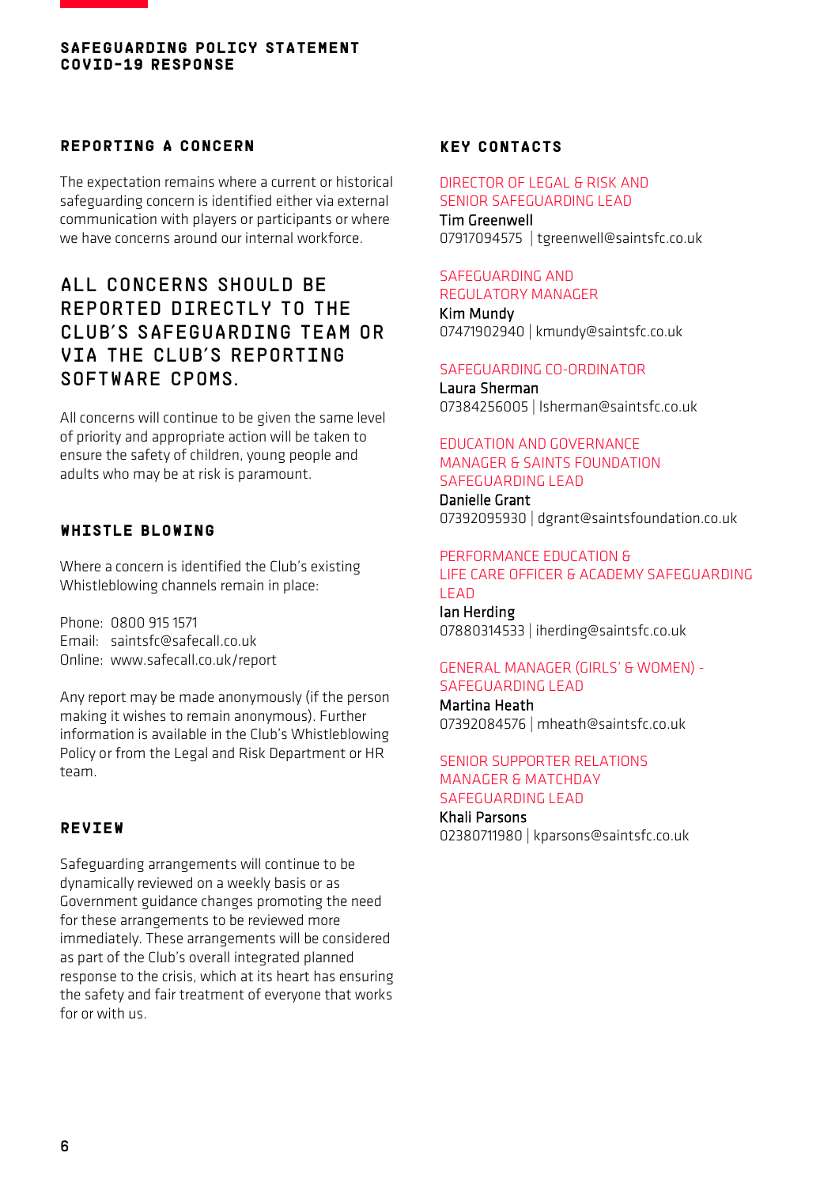## REPORTING A CONCERN

The expectation remains where a current or historical safeguarding concern is identified either via external communication with players or participants or where we have concerns around our internal workforce.

### ALL CONCERNS SHOULD BE REPORTED DIRECTLY TO THE CLUB'S SAFEGUARDING TEAM OR VIA THE CLUB'S REPORTING SOFTWARE CPOMS.

All concerns will continue to be given the same level of priority and appropriate action will be taken to ensure the safety of children, young people and adults who may be at risk is paramount.

## WHISTLE BLOWING

Where a concern is identified the Club's existing Whistleblowing channels remain in place:

Phone: 0800 915 1571
Email: saintsfc@safecall.co.uk
Online: www.safecall.co.uk/report

Any report may be made anonymously (if the person making it wishes to remain anonymous). Further information is available in the Club's Whistleblowing Policy or from the Legal and Risk Department or HR team.

## REVIEW

Safeguarding arrangements will continue to be dynamically reviewed on a weekly basis or as Government guidance changes promoting the need for these arrangements to be reviewed more immediately. These arrangements will be considered as part of the Club's overall integrated planned response to the crisis, which at its heart has ensuring the safety and fair treatment of everyone that works for or with us.

## KEY CONTACTS

DIRECTOR OF LEGAL & RISK AND SENIOR SAFEGUARDING LEAD
**Tim Greenwell**
07917094575 | tgreenwell@saintsfc.co.uk

SAFEGUARDING AND REGULATORY MANAGER
**Kim Mundy**
07471902940 | kmundy@saintsfc.co.uk

SAFEGUARDING CO-ORDINATOR
**Laura Sherman**
07384256005 | lsherman@saintsfc.co.uk

EDUCATION AND GOVERNANCE MANAGER & SAINTS FOUNDATION SAFEGUARDING LEAD
**Danielle Grant**
07392095930 | dgrant@saintsfoundation.co.uk

PERFORMANCE EDUCATION & LIFE CARE OFFICER & ACADEMY SAFEGUARDING LEAD
**Ian Herding**
07880314533 | iherding@saintsfc.co.uk

GENERAL MANAGER (GIRLS' & WOMEN) - SAFEGUARDING LEAD
**Martina Heath**
07392084576 | mheath@saintsfc.co.uk

SENIOR SUPPORTER RELATIONS MANAGER & MATCHDAY SAFEGUARDING LEAD
**Khali Parsons**
02380711980 | kparsons@saintsfc.co.uk